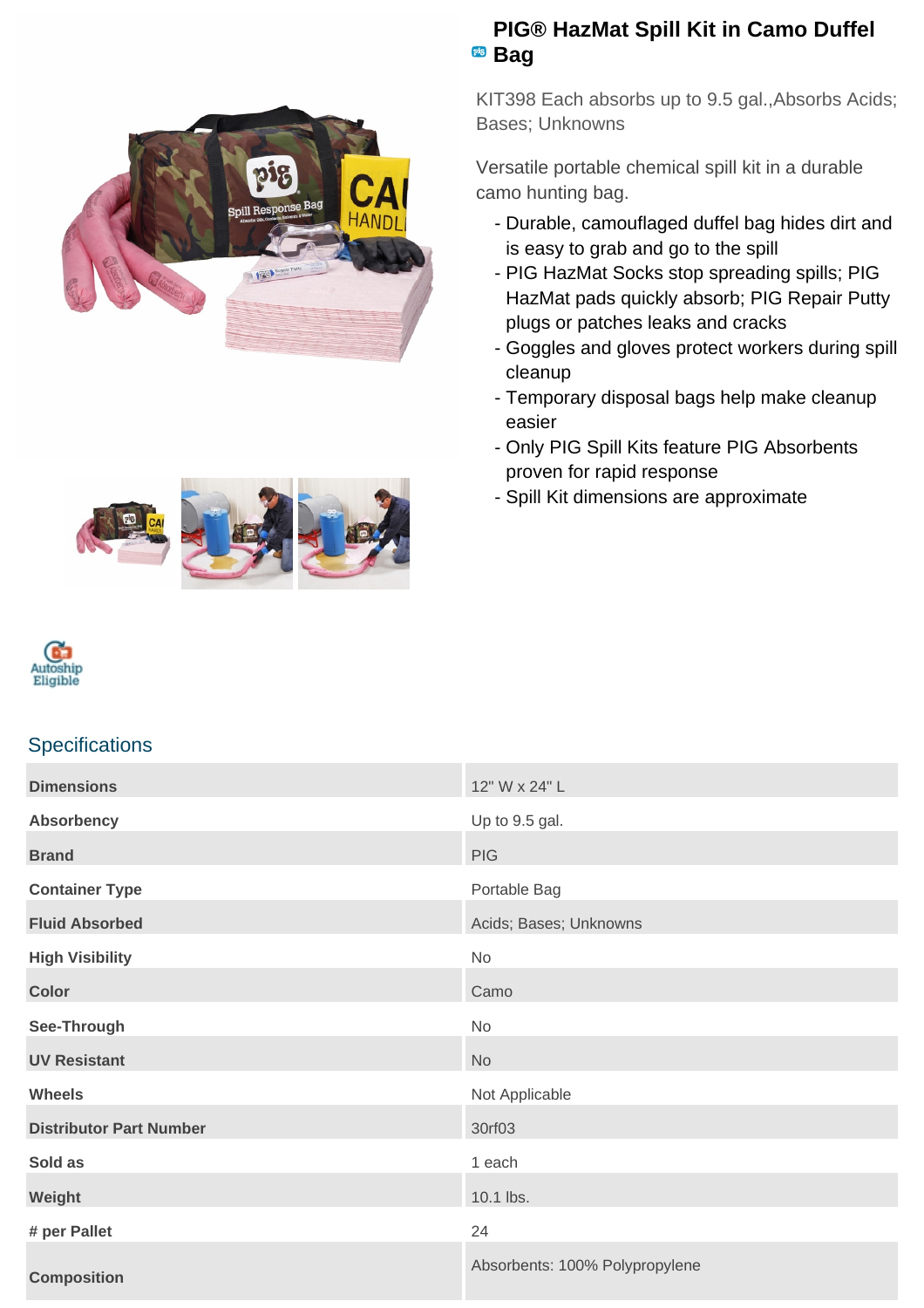# PIG® HazMat Spill Kit in Camo Duffel Bag

KIT398 Each absorbs up to 9.5 gal.,Absorbs Acids; Bases; Unknowns

Versatile portable chemical spill kit in a durable camo hunting bag.

- Durable, camouflaged duffel bag hides dirt and is easy to grab and go to the spill
- PIG HazSocks stop spreading spills; PIG HazMat pads quickly absorb; PIG Repair Putty plugs or patches leaks and cracks
- Goggles and gloves protect workers during spill cleanup
- Temporary disposal bags help make cleanup easier
- Only PIG Spill Kits feature PIG Absorbents proven for rapid response
- Spill Kit dimensions are approximate

Autoship Eligible

## Specifications

| | |
|---|---|
| **Dimensions** | 12" W x 24" L |
| **Absorbency** | Up to 9.5 gal. |
| **Brand** | PIG |
| **Container Type** | Portable Bag |
| **Fluid Absorbed** | Acids; Bases; Unknowns |
| **High Visibility** | No |
| **Color** | Camo |
| **See-Through** | No |
| **UV Resistant** | No |
| **Wheels** | Not Applicable |
| **Distributor Part Number** | 30rf03 |
| **Sold as** | 1 each |
| **Weight** | 10.1 lbs. |
| **# per Pallet** | 24 |
| **Composition** | Absorbents: 100% Polypropylene |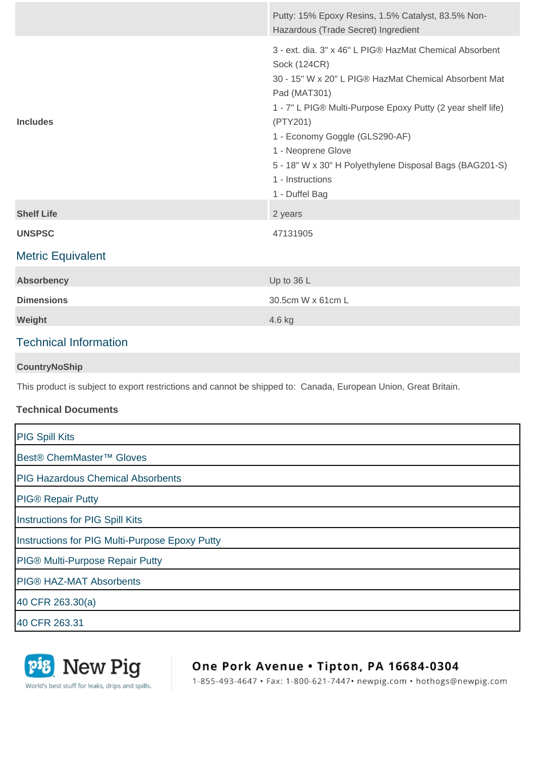| | |
|---|---|
| | Putty: 15% Epoxy Resins, 1.5% Catalyst, 83.5% Non-Hazardous (Trade Secret) Ingredient |
| **Includes** | 3 - ext. dia. 3" x 46" L PIG® HazMat Chemical Absorbent Sock (124CR)<br>30 - 15" W x 20" L PIG® HazMat Chemical Absorbent Mat Pad (MAT301)<br>1 - 7" L PIG® Multi-Purpose Epoxy Putty (2 year shelf life) (PTY201)<br>1 - Economy Goggle (GLS290-AF)<br>1 - Neoprene Glove<br>5 - 18" W x 30" H Polyethylene Disposal Bags (BAG201-S)<br>1 - Instructions<br>1 - Duffel Bag |
| **Shelf Life** | 2 years |
| **UNSPSC** | 47131905 |

## Metric Equivalent

| | |
|---|---|
| **Absorbency** | Up to 36 L |
| **Dimensions** | 30.5cm W x 61cm L |
| **Weight** | 4.6 kg |

## Technical Information

**CountryNoShip**

This product is subject to export restrictions and cannot be shipped to: Canada, European Union, Great Britain.

**Technical Documents**

| |
|---|
| PIG Spill Kits |
| Best® ChemMaster™ Gloves |
| PIG Hazardous Chemical Absorbents |
| PIG® Repair Putty |
| Instructions for PIG Spill Kits |
| Instructions for PIG Multi-Purpose Epoxy Putty |
| PIG® Multi-Purpose Repair Putty |
| PIG® HAZ-MAT Absorbents |
| 40 CFR 263.30(a) |
| 40 CFR 263.31 |

New Pig
World's best stuff for leaks, drips and spills.

One Pork Avenue • Tipton, PA 16684-0304
1-855-493-4647 • Fax: 1-800-621-7447• newpig.com • hothogs@newpig.com